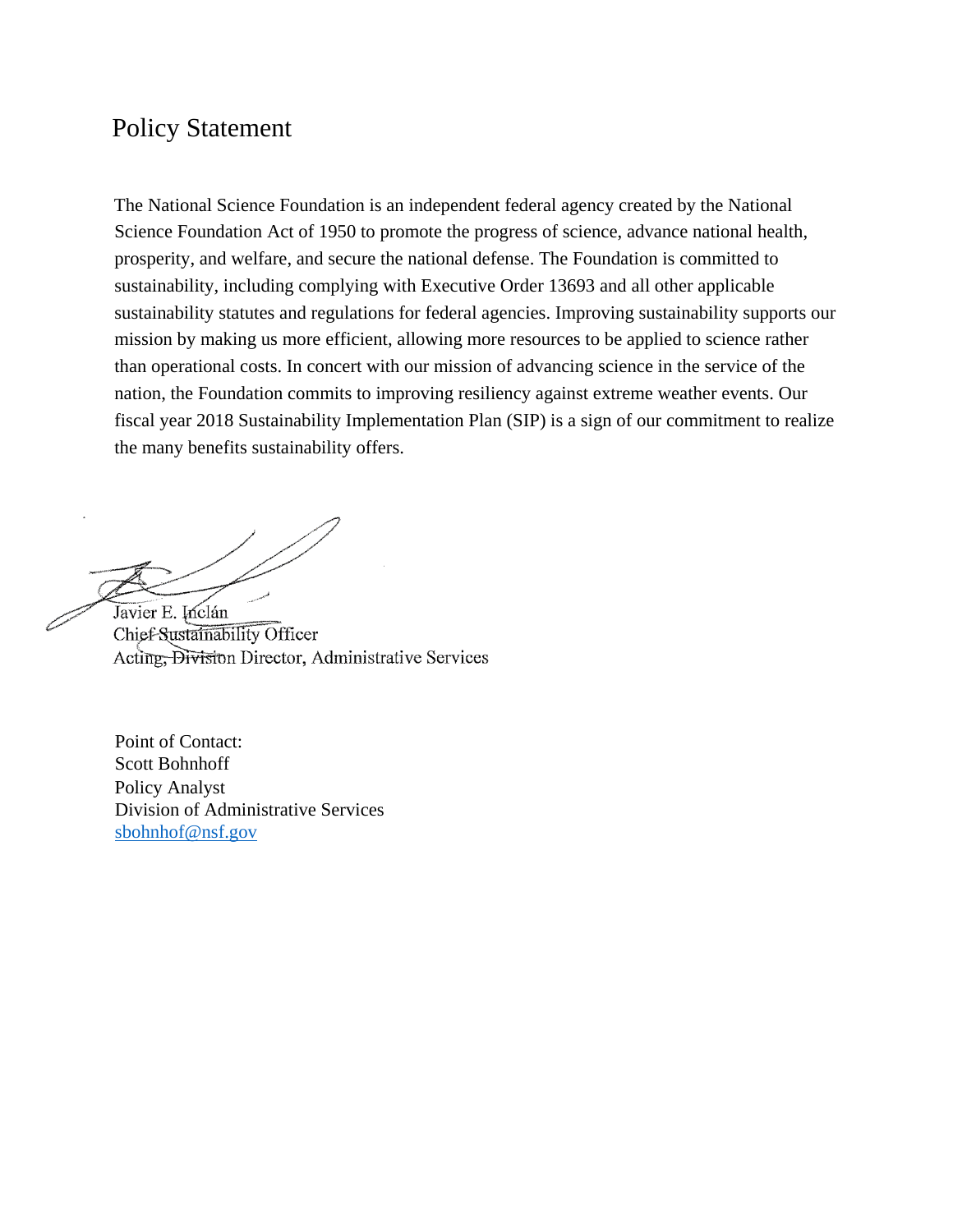# Policy Statement

The National Science Foundation is an independent federal agency created by the National Science Foundation Act of 1950 to promote the progress of science, advance national health, prosperity, and welfare, and secure the national defense. The Foundation is committed to sustainability, including complying with Executive Order 13693 and all other applicable sustainability statutes and regulations for federal agencies. Improving sustainability supports our mission by making us more efficient, allowing more resources to be applied to science rather than operational costs. In concert with our mission of advancing science in the service of the nation, the Foundation commits to improving resiliency against extreme weather events. Our fiscal year 2018 Sustainability Implementation Plan (SIP) is a sign of our commitment to realize the many benefits sustainability offers.

Javier E. Inclán
Chief Sustainability Officer
Acting, Division Director, Administrative Services

Point of Contact:
Scott Bohnhoff
Policy Analyst
Division of Administrative Services
sbohnhof@nsf.gov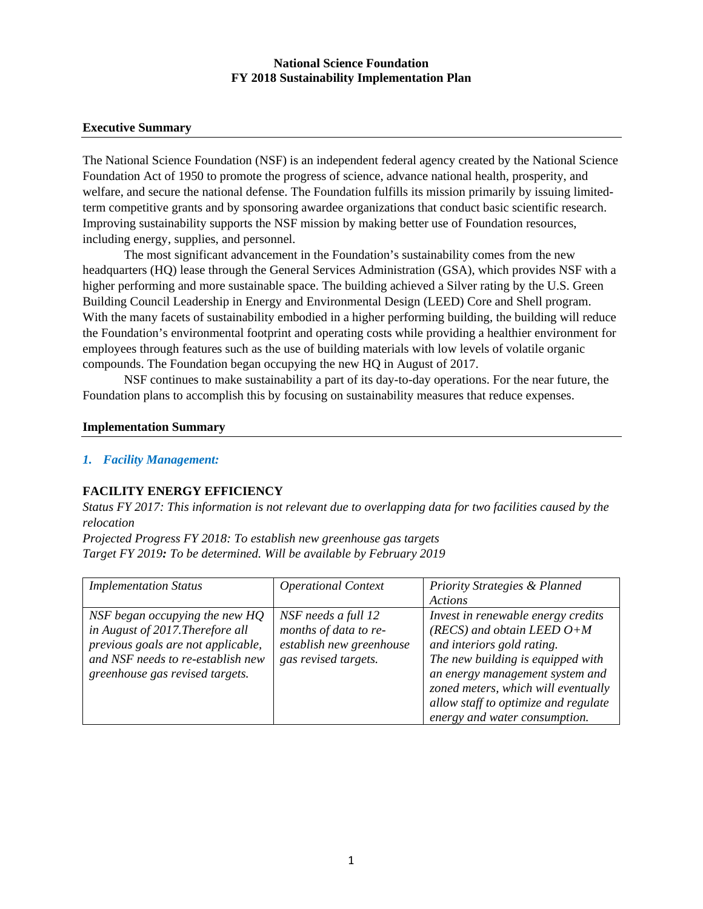**National Science Foundation**
**FY 2018 Sustainability Implementation Plan**

## Executive Summary

The National Science Foundation (NSF) is an independent federal agency created by the National Science Foundation Act of 1950 to promote the progress of science, advance national health, prosperity, and welfare, and secure the national defense. The Foundation fulfills its mission primarily by issuing limited-term competitive grants and by sponsoring awardee organizations that conduct basic scientific research. Improving sustainability supports the NSF mission by making better use of Foundation resources, including energy, supplies, and personnel.

The most significant advancement in the Foundation's sustainability comes from the new headquarters (HQ) lease through the General Services Administration (GSA), which provides NSF with a higher performing and more sustainable space. The building achieved a Silver rating by the U.S. Green Building Council Leadership in Energy and Environmental Design (LEED) Core and Shell program. With the many facets of sustainability embodied in a higher performing building, the building will reduce the Foundation's environmental footprint and operating costs while providing a healthier environment for employees through features such as the use of building materials with low levels of volatile organic compounds. The Foundation began occupying the new HQ in August of 2017.

NSF continues to make sustainability a part of its day-to-day operations. For the near future, the Foundation plans to accomplish this by focusing on sustainability measures that reduce expenses.

## Implementation Summary

### *1. Facility Management:*

#### FACILITY ENERGY EFFICIENCY

*Status FY 2017: This information is not relevant due to overlapping data for two facilities caused by the relocation*
*Projected Progress FY 2018: To establish new greenhouse gas targets*
*Target FY 2019**:** To be determined. Will be available by February 2019*

| *Implementation Status* | *Operational Context* | *Priority Strategies & Planned Actions* |
|---|---|---|
| *NSF began occupying the new HQ in August of 2017.Therefore all previous goals are not applicable, and NSF needs to re-establish new greenhouse gas revised targets.* | *NSF needs a full 12 months of data to re-establish new greenhouse gas revised targets.* | *Invest in renewable energy credits (RECS) and obtain LEED O+M and interiors gold rating. The new building is equipped with an energy management system and zoned meters, which will eventually allow staff to optimize and regulate energy and water consumption.* |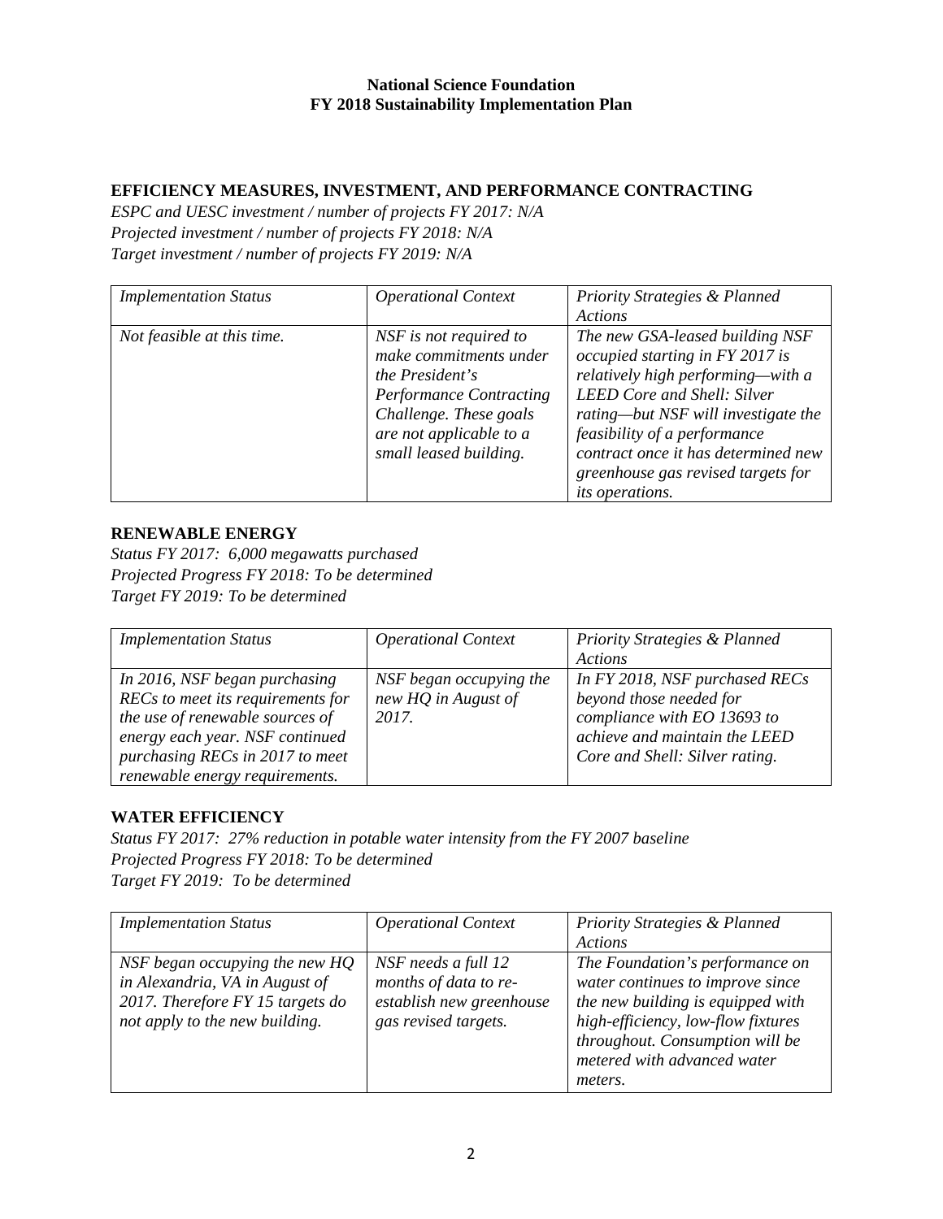**National Science Foundation**
**FY 2018 Sustainability Implementation Plan**

## EFFICIENCY MEASURES, INVESTMENT, AND PERFORMANCE CONTRACTING

*ESPC and UESC investment / number of projects FY 2017: N/A*
*Projected investment / number of projects FY 2018: N/A*
*Target investment / number of projects FY 2019: N/A*

| *Implementation Status* | *Operational Context* | *Priority Strategies & Planned Actions* |
|---|---|---|
| *Not feasible at this time.* | *NSF is not required to make commitments under the President's Performance Contracting Challenge. These goals are not applicable to a small leased building.* | *The new GSA-leased building NSF occupied starting in FY 2017 is relatively high performing—with a LEED Core and Shell: Silver rating—but NSF will investigate the feasibility of a performance contract once it has determined new greenhouse gas revised targets for its operations.* |

## RENEWABLE ENERGY

*Status FY 2017: 6,000 megawatts purchased*
*Projected Progress FY 2018: To be determined*
*Target FY 2019: To be determined*

| *Implementation Status* | *Operational Context* | *Priority Strategies & Planned Actions* |
|---|---|---|
| *In 2016, NSF began purchasing RECs to meet its requirements for the use of renewable sources of energy each year. NSF continued purchasing RECs in 2017 to meet renewable energy requirements.* | *NSF began occupying the new HQ in August of 2017.* | *In FY 2018, NSF purchased RECs beyond those needed for compliance with EO 13693 to achieve and maintain the LEED Core and Shell: Silver rating.* |

## WATER EFFICIENCY

*Status FY 2017: 27% reduction in potable water intensity from the FY 2007 baseline*
*Projected Progress FY 2018: To be determined*
*Target FY 2019: To be determined*

| *Implementation Status* | *Operational Context* | *Priority Strategies & Planned Actions* |
|---|---|---|
| *NSF began occupying the new HQ in Alexandria, VA in August of 2017. Therefore FY 15 targets do not apply to the new building.* | *NSF needs a full 12 months of data to re-establish new greenhouse gas revised targets.* | *The Foundation's performance on water continues to improve since the new building is equipped with high-efficiency, low-flow fixtures throughout. Consumption will be metered with advanced water meters.* |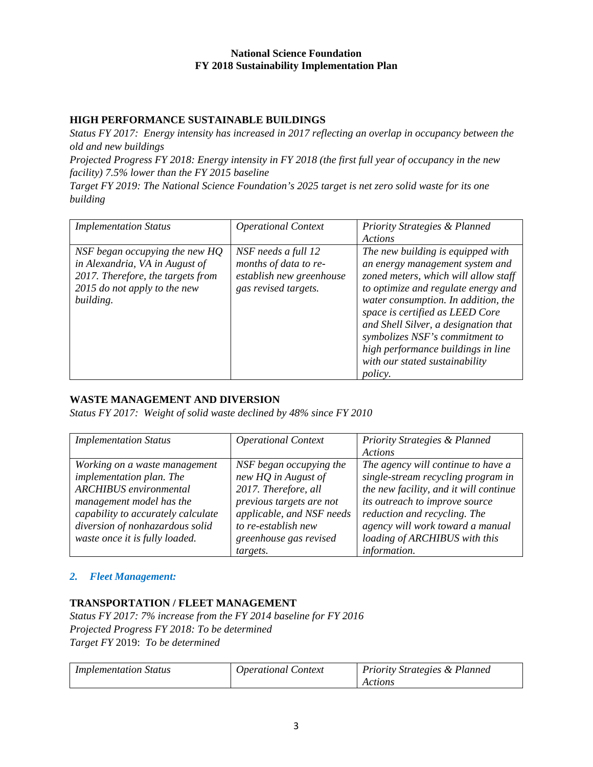**National Science Foundation**
**FY 2018 Sustainability Implementation Plan**

## HIGH PERFORMANCE SUSTAINABLE BUILDINGS

*Status FY 2017: Energy intensity has increased in 2017 reflecting an overlap in occupancy between the old and new buildings*
*Projected Progress FY 2018: Energy intensity in FY 2018 (the first full year of occupancy in the new facility) 7.5% lower than the FY 2015 baseline*
*Target FY 2019: The National Science Foundation's 2025 target is net zero solid waste for its one building*

| *Implementation Status* | *Operational Context* | *Priority Strategies & Planned Actions* |
|---|---|---|
| *NSF began occupying the new HQ in Alexandria, VA in August of 2017. Therefore, the targets from 2015 do not apply to the new building.* | *NSF needs a full 12 months of data to re-establish new greenhouse gas revised targets.* | *The new building is equipped with an energy management system and zoned meters, which will allow staff to optimize and regulate energy and water consumption. In addition, the space is certified as LEED Core and Shell Silver, a designation that symbolizes NSF's commitment to high performance buildings in line with our stated sustainability policy.* |

## WASTE MANAGEMENT AND DIVERSION

*Status FY 2017: Weight of solid waste declined by 48% since FY 2010*

| *Implementation Status* | *Operational Context* | *Priority Strategies & Planned Actions* |
|---|---|---|
| *Working on a waste management implementation plan. The ARCHIBUS environmental management model has the capability to accurately calculate diversion of nonhazardous solid waste once it is fully loaded.* | *NSF began occupying the new HQ in August of 2017. Therefore, all previous targets are not applicable, and NSF needs to re-establish new greenhouse gas revised targets.* | *The agency will continue to have a single-stream recycling program in the new facility, and it will continue its outreach to improve source reduction and recycling. The agency will work toward a manual loading of ARCHIBUS with this information.* |

### *2. Fleet Management:*

## TRANSPORTATION / FLEET MANAGEMENT

*Status FY 2017: 7% increase from the FY 2014 baseline for FY 2016*
*Projected Progress FY 2018: To be determined*
*Target FY* 2019: *To be determined*

| *Implementation Status* | *Operational Context* | *Priority Strategies & Planned Actions* |
|---|---|---|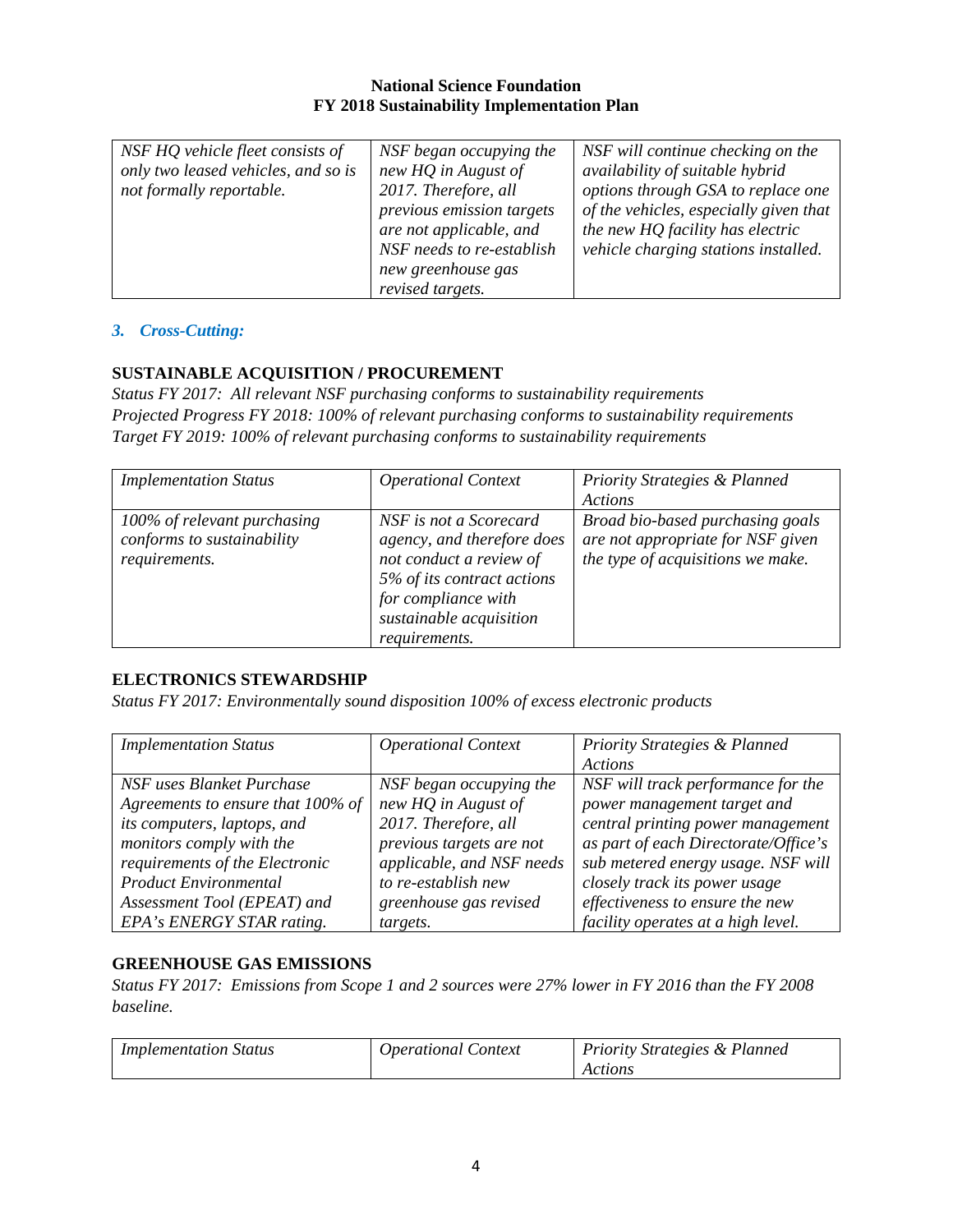| *NSF HQ vehicle fleet consists of only two leased vehicles, and so is not formally reportable.* | *NSF began occupying the new HQ in August of 2017. Therefore, all previous emission targets are not applicable, and NSF needs to re-establish new greenhouse gas revised targets.* | *NSF will continue checking on the availability of suitable hybrid options through GSA to replace one of the vehicles, especially given that the new HQ facility has electric vehicle charging stations installed.* |
|---|---|---|

### *3. Cross-Cutting:*

**SUSTAINABLE ACQUISITION / PROCUREMENT**

*Status FY 2017: All relevant NSF purchasing conforms to sustainability requirements*
*Projected Progress FY 2018: 100% of relevant purchasing conforms to sustainability requirements*
*Target FY 2019: 100% of relevant purchasing conforms to sustainability requirements*

| *Implementation Status* | *Operational Context* | *Priority Strategies & Planned Actions* |
|---|---|---|
| *100% of relevant purchasing conforms to sustainability requirements.* | *NSF is not a Scorecard agency, and therefore does not conduct a review of 5% of its contract actions for compliance with sustainable acquisition requirements.* | *Broad bio-based purchasing goals are not appropriate for NSF given the type of acquisitions we make.* |

**ELECTRONICS STEWARDSHIP**

*Status FY 2017: Environmentally sound disposition 100% of excess electronic products*

| *Implementation Status* | *Operational Context* | *Priority Strategies & Planned Actions* |
|---|---|---|
| *NSF uses Blanket Purchase Agreements to ensure that 100% of its computers, laptops, and monitors comply with the requirements of the Electronic Product Environmental Assessment Tool (EPEAT) and EPA's ENERGY STAR rating.* | *NSF began occupying the new HQ in August of 2017. Therefore, all previous targets are not applicable, and NSF needs to re-establish new greenhouse gas revised targets.* | *NSF will track performance for the power management target and central printing power management as part of each Directorate/Office's sub metered energy usage. NSF will closely track its power usage effectiveness to ensure the new facility operates at a high level.* |

**GREENHOUSE GAS EMISSIONS**

*Status FY 2017: Emissions from Scope 1 and 2 sources were 27% lower in FY 2016 than the FY 2008 baseline.*

| *Implementation Status* | *Operational Context* | *Priority Strategies & Planned Actions* |
|---|---|---|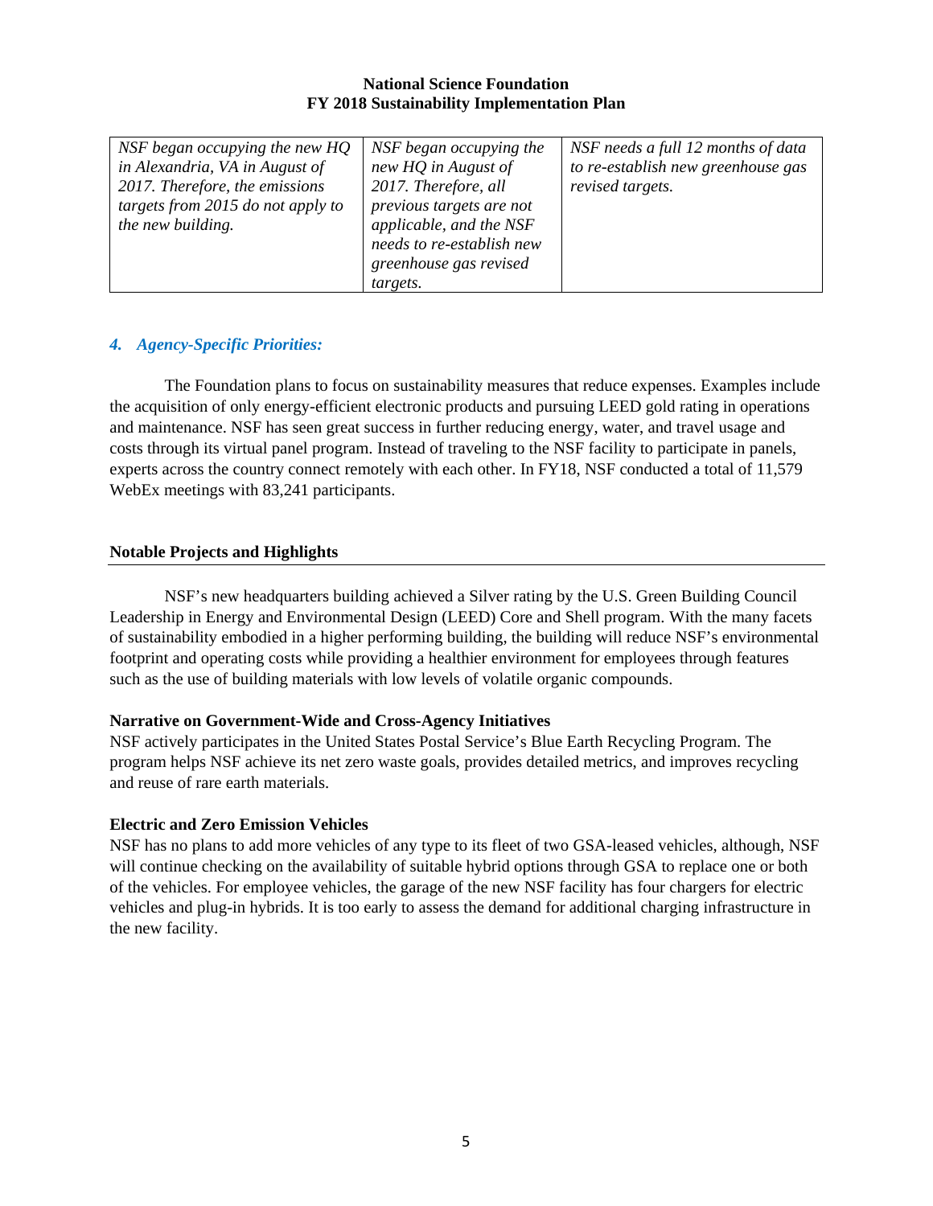| | | |
|---|---|---|
| *NSF began occupying the new HQ in Alexandria, VA in August of 2017. Therefore, the emissions targets from 2015 do not apply to the new building.* | *NSF began occupying the new HQ in August of 2017. Therefore, all previous targets are not applicable, and the NSF needs to re-establish new greenhouse gas revised targets.* | *NSF needs a full 12 months of data to re-establish new greenhouse gas revised targets.* |

### *4. Agency-Specific Priorities:*

The Foundation plans to focus on sustainability measures that reduce expenses. Examples include the acquisition of only energy-efficient electronic products and pursuing LEED gold rating in operations and maintenance. NSF has seen great success in further reducing energy, water, and travel usage and costs through its virtual panel program. Instead of traveling to the NSF facility to participate in panels, experts across the country connect remotely with each other. In FY18, NSF conducted a total of 11,579 WebEx meetings with 83,241 participants.

## Notable Projects and Highlights

NSF's new headquarters building achieved a Silver rating by the U.S. Green Building Council Leadership in Energy and Environmental Design (LEED) Core and Shell program. With the many facets of sustainability embodied in a higher performing building, the building will reduce NSF's environmental footprint and operating costs while providing a healthier environment for employees through features such as the use of building materials with low levels of volatile organic compounds.

**Narrative on Government-Wide and Cross-Agency Initiatives**

NSF actively participates in the United States Postal Service's Blue Earth Recycling Program. The program helps NSF achieve its net zero waste goals, provides detailed metrics, and improves recycling and reuse of rare earth materials.

**Electric and Zero Emission Vehicles**

NSF has no plans to add more vehicles of any type to its fleet of two GSA-leased vehicles, although, NSF will continue checking on the availability of suitable hybrid options through GSA to replace one or both of the vehicles. For employee vehicles, the garage of the new NSF facility has four chargers for electric vehicles and plug-in hybrids. It is too early to assess the demand for additional charging infrastructure in the new facility.